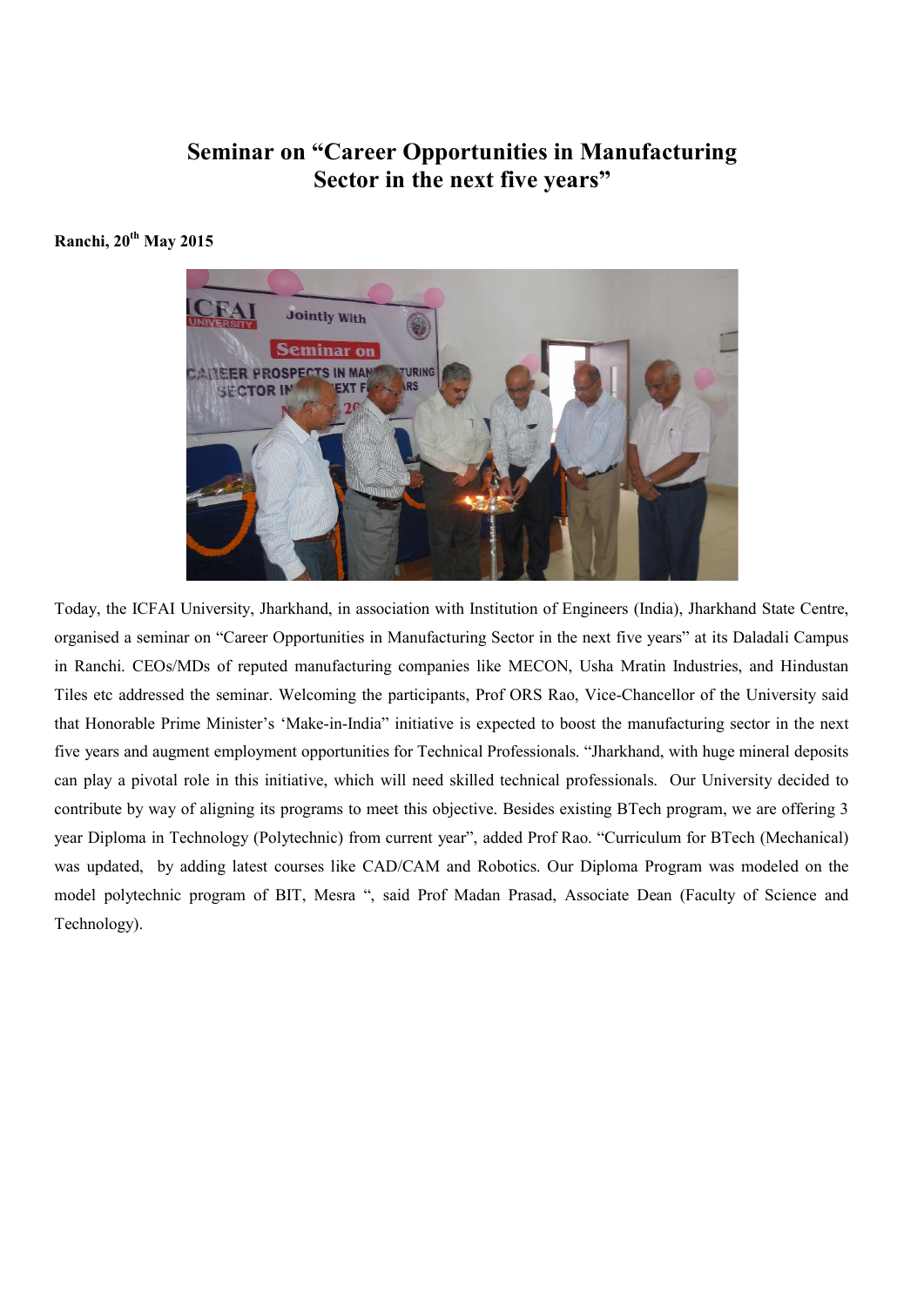# Seminar on “Career Opportunities in Manufacturing Sector in the next five years”

**Ranchi, 20th May 2015**

Today, the ICFAI University, Jharkhand, in association with Institution of Engineers (India), Jharkhand State Centre, organised a seminar on “Career Opportunities in Manufacturing Sector in the next five years” at its Daladali Campus in Ranchi. CEOs/MDs of reputed manufacturing companies like MECON, Usha Mratin Industries, and Hindustan Tiles etc addressed the seminar. Welcoming the participants, Prof ORS Rao, Vice-Chancellor of the University said that Honorable Prime Minister’s ‘Make-in-India” initiative is expected to boost the manufacturing sector in the next five years and augment employment opportunities for Technical Professionals. “Jharkhand, with huge mineral deposits can play a pivotal role in this initiative, which will need skilled technical professionals. Our University decided to contribute by way of aligning its programs to meet this objective. Besides existing BTech program, we are offering 3 year Diploma in Technology (Polytechnic) from current year”, added Prof Rao. “Curriculum for BTech (Mechanical) was updated, by adding latest courses like CAD/CAM and Robotics. Our Diploma Program was modeled on the model polytechnic program of BIT, Mesra “, said Prof Madan Prasad, Associate Dean (Faculty of Science and Technology).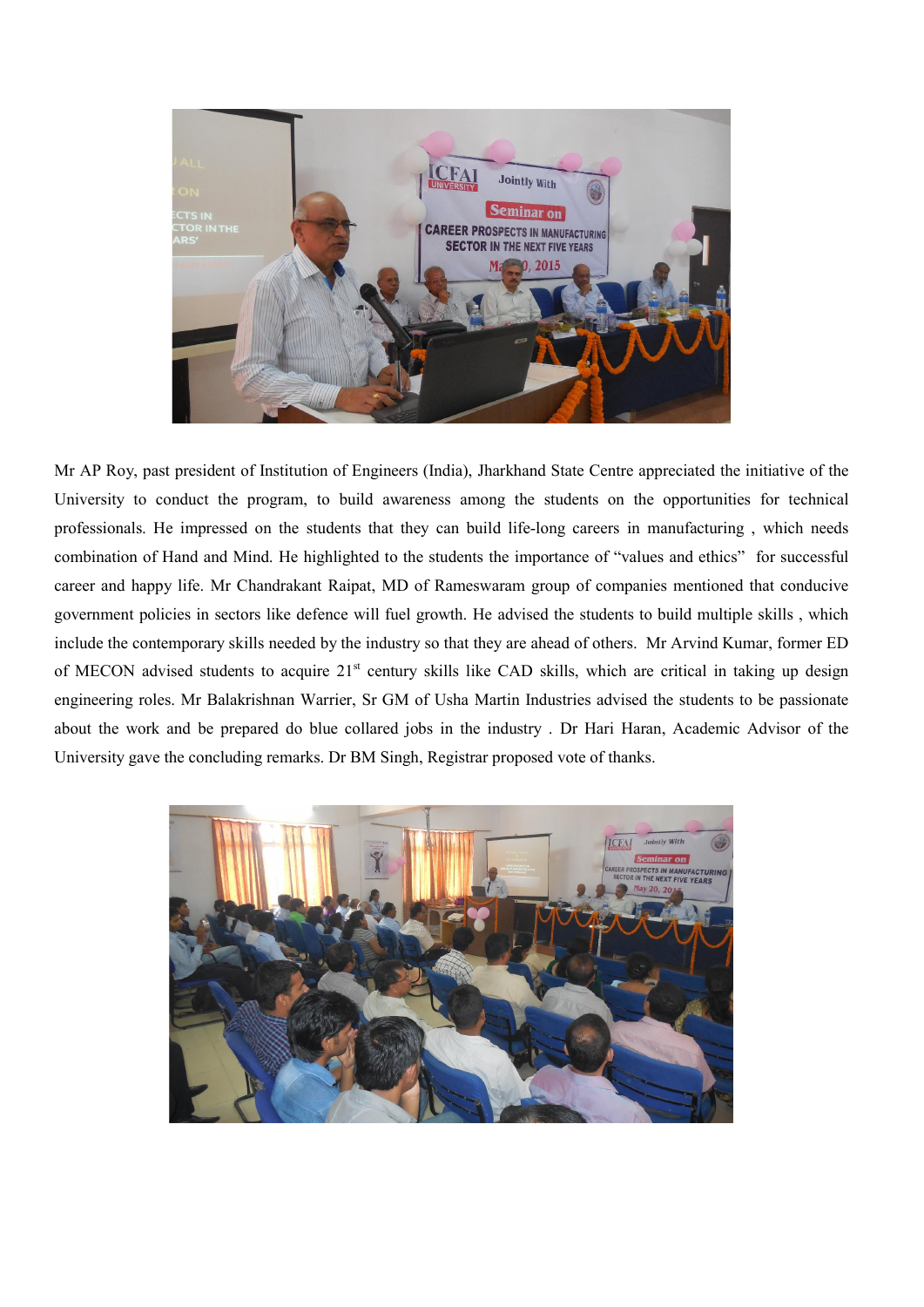Mr AP Roy, past president of Institution of Engineers (India), Jharkhand State Centre appreciated the initiative of the University to conduct the program, to build awareness among the students on the opportunities for technical professionals. He impressed on the students that they can build life-long careers in manufacturing , which needs combination of Hand and Mind. He highlighted to the students the importance of “values and ethics” for successful career and happy life. Mr Chandrakant Raipat, MD of Rameswaram group of companies mentioned that conducive government policies in sectors like defence will fuel growth. He advised the students to build multiple skills , which include the contemporary skills needed by the industry so that they are ahead of others. Mr Arvind Kumar, former ED of MECON advised students to acquire 21st century skills like CAD skills, which are critical in taking up design engineering roles. Mr Balakrishnan Warrier, Sr GM of Usha Martin Industries advised the students to be passionate about the work and be prepared do blue collared jobs in the industry . Dr Hari Haran, Academic Advisor of the University gave the concluding remarks. Dr BM Singh, Registrar proposed vote of thanks.